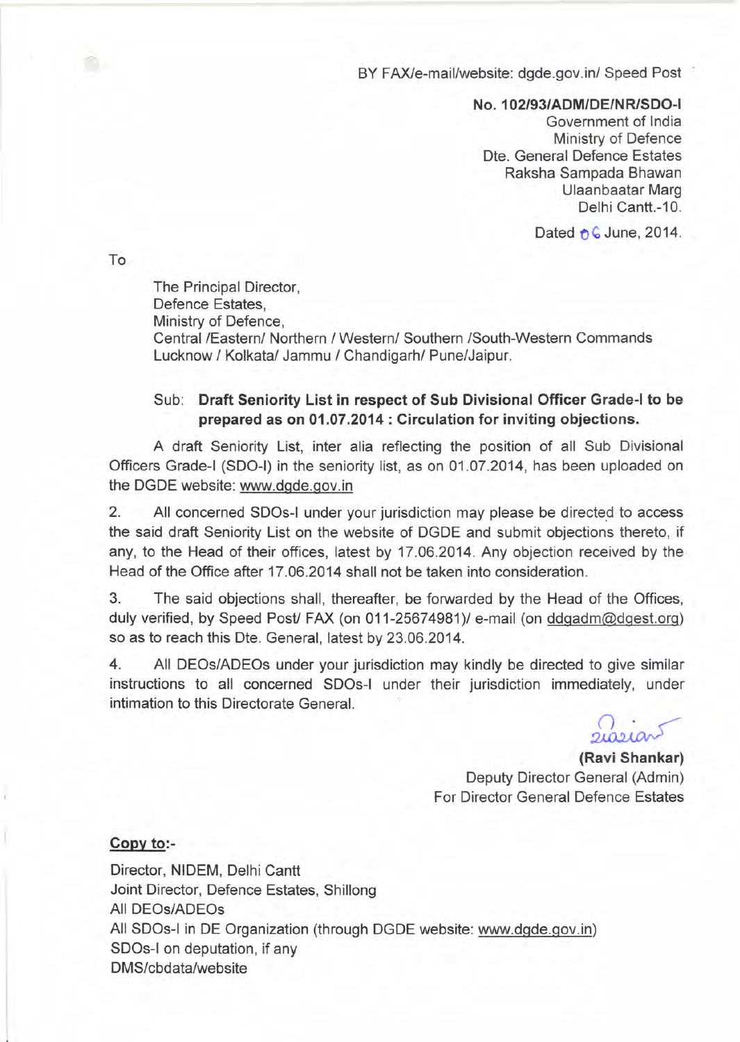BY FAX/e-mail/website: dgde.gov.in/ Speed Post

**No. 102/93/ADM/DE/NR/SDO-I**
Government of India
Ministry of Defence
Dte. General Defence Estates
Raksha Sampada Bhawan
Ulaanbaatar Marg
Delhi Cantt.-10.

Dated 06 June, 2014.

To

The Principal Director,
Defence Estates,
Ministry of Defence,
Central /Eastern/ Northern / Western/ Southern /South-Western Commands
Lucknow / Kolkata/ Jammu / Chandigarh/ Pune/Jaipur.

Sub: **Draft Seniority List in respect of Sub Divisional Officer Grade-I to be prepared as on 01.07.2014 : Circulation for inviting objections.**

A draft Seniority List, inter alia reflecting the position of all Sub Divisional Officers Grade-I (SDO-I) in the seniority list, as on 01.07.2014, has been uploaded on the DGDE website: www.dgde.gov.in

2. All concerned SDOs-I under your jurisdiction may please be directed to access the said draft Seniority List on the website of DGDE and submit objections thereto, if any, to the Head of their offices, latest by 17.06.2014. Any objection received by the Head of the Office after 17.06.2014 shall not be taken into consideration.

3. The said objections shall, thereafter, be forwarded by the Head of the Offices, duly verified, by Speed Post/ FAX (on 011-25674981)/ e-mail (on ddgadm@dgest.org) so as to reach this Dte. General, latest by 23.06.2014.

4. All DEOs/ADEOs under your jurisdiction may kindly be directed to give similar instructions to all concerned SDOs-I under their jurisdiction immediately, under intimation to this Directorate General.

**(Ravi Shankar)**
Deputy Director General (Admin)
For Director General Defence Estates

**Copy to:-**

Director, NIDEM, Delhi Cantt
Joint Director, Defence Estates, Shillong
All DEOs/ADEOs
All SDOs-I in DE Organization (through DGDE website: www.dgde.gov.in)
SDOs-I on deputation, if any
DMS/cbdata/website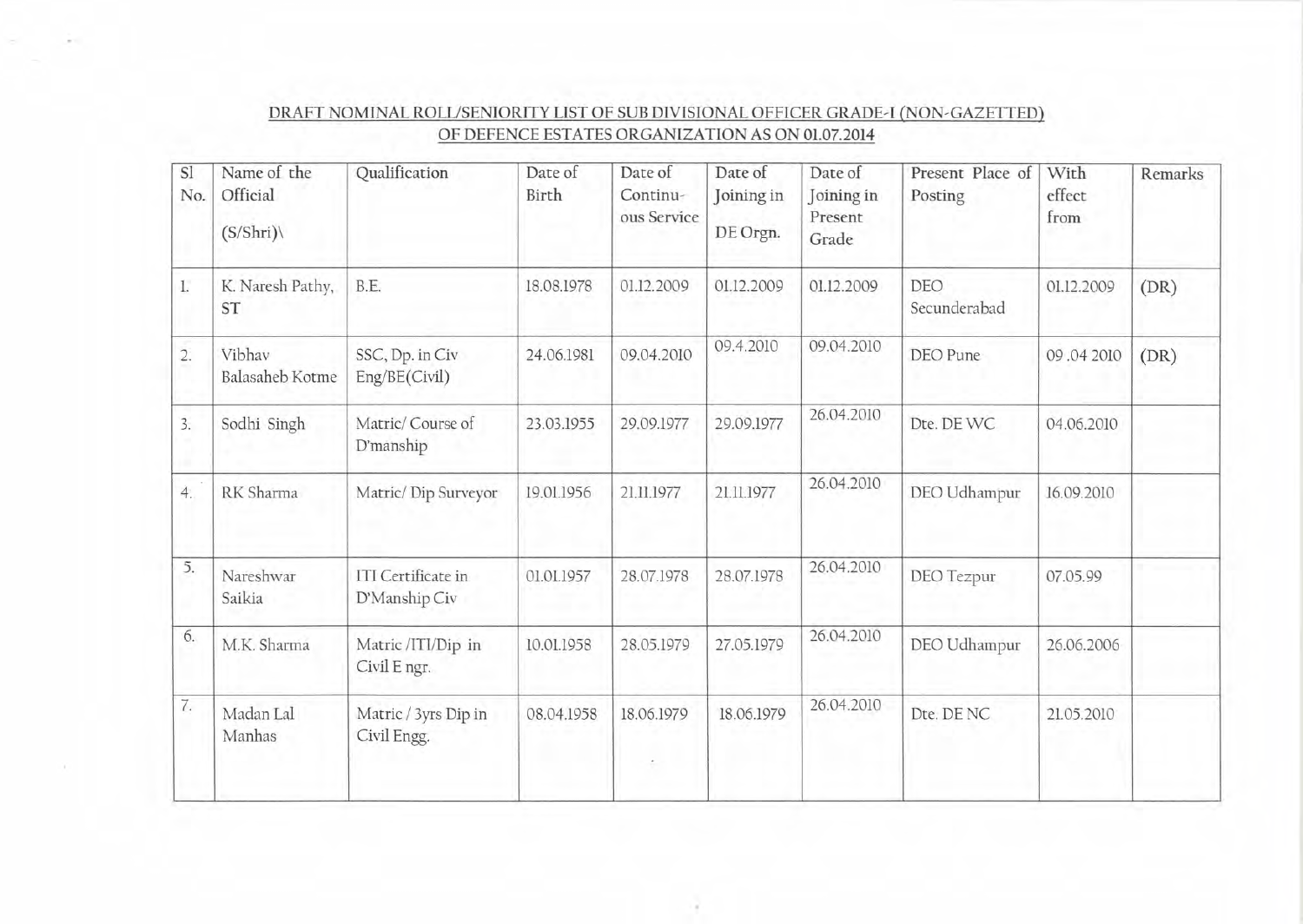DRAFT NOMINAL ROLL/SENIORITY LIST OF SUB DIVISIONAL OFFICER GRADE-I (NON-GAZETTED) OF DEFENCE ESTATES ORGANIZATION AS ON 01.07.2014

| Sl No. | Name of the Official (S/Shri)\ | Qualification | Date of Birth | Date of Continu-ous Service | Date of Joining in DE Orgn. | Date of Joining in Present Grade | Present Place of Posting | With effect from | Remarks |
|---|---|---|---|---|---|---|---|---|---|
| 1. | K. Naresh Pathy, ST | B.E. | 18.08.1978 | 01.12.2009 | 01.12.2009 | 01.12.2009 | DEO Secunderabad | 01.12.2009 | (DR) |
| 2. | Vibhav Balasaheb Kotme | SSC, Dp. in Civ Eng/BE(Civil) | 24.06.1981 | 09.04.2010 | 09.4.2010 | 09.04.2010 | DEO Pune | 09 .04 2010 | (DR) |
| 3. | Sodhi Singh | Matric/ Course of D'manship | 23.03.1955 | 29.09.1977 | 29.09.1977 | 26.04.2010 | Dte. DE WC | 04.06.2010 | |
| 4. | RK Sharma | Matric/ Dip Surveyor | 19.01.1956 | 21.11.1977 | 21.11.1977 | 26.04.2010 | DEO Udhampur | 16.09.2010 | |
| 5. | Nareshwar Saikia | ITI Certificate in D'Manship Civ | 01.01.1957 | 28.07.1978 | 28.07.1978 | 26.04.2010 | DEO Tezpur | 07.05.99 | |
| 6. | M.K. Sharma | Matric /ITI/Dip in Civil E ngr. | 10.01.1958 | 28.05.1979 | 27.05.1979 | 26.04.2010 | DEO Udhampur | 26.06.2006 | |
| 7. | Madan Lal Manhas | Matric / 3yrs Dip in Civil Engg. | 08.04.1958 | 18.06.1979 | 18.06.1979 | 26.04.2010 | Dte. DE NC | 21.05.2010 | |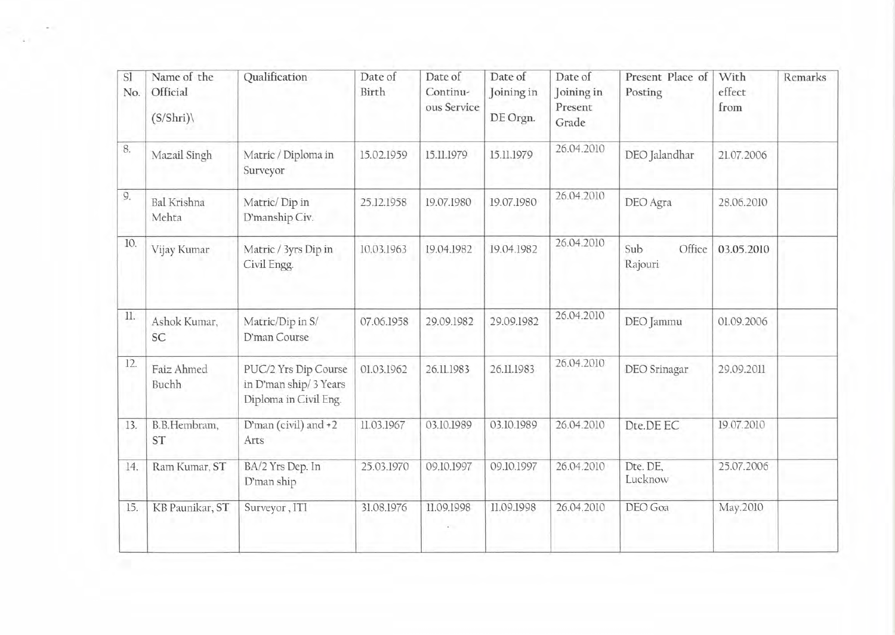| Sl No. | Name of the Official (S/Shri)\ | Qualification | Date of Birth | Date of Continu-ous Service | Date of Joining in DE Orgn. | Date of Joining in Present Grade | Present Place of Posting | With effect from | Remarks |
|---|---|---|---|---|---|---|---|---|---|
| 8. | Mazail Singh | Matric / Diploma in Surveyor | 15.02.1959 | 15.11.1979 | 15.11.1979 | 26.04.2010 | DEO Jalandhar | 21.07.2006 | |
| 9. | Bal Krishna Mehta | Matric/ Dip in D'manship Civ. | 25.12.1958 | 19.07.1980 | 19.07.1980 | 26.04.2010 | DEO Agra | 28.06.2010 | |
| 10. | Vijay Kumar | Matric / 3yrs Dip in Civil Engg. | 10.03.1963 | 19.04.1982 | 19.04.1982 | 26.04.2010 | Sub Office Rajouri | 03.05.2010 | |
| 11. | Ashok Kumar, SC | Matric/Dip in S/ D'man Course | 07.06.1958 | 29.09.1982 | 29.09.1982 | 26.04.2010 | DEO Jammu | 01.09.2006 | |
| 12. | Faiz Ahmed Buchh | PUC/2 Yrs Dip Course in D'man ship/ 3 Years Diploma in Civil Eng. | 01.03.1962 | 26.11.1983 | 26.11.1983 | 26.04.2010 | DEO Srinagar | 29.09.2011 | |
| 13. | B.B.Hembram, ST | D'man (civil) and +2 Arts | 11.03.1967 | 03.10.1989 | 03.10.1989 | 26.04.2010 | Dte.DE EC | 19.07.2010 | |
| 14. | Ram Kumar, ST | BA/2 Yrs Dep. In D'man ship | 25.03.1970 | 09.10.1997 | 09.10.1997 | 26.04.2010 | Dte. DE, Lucknow | 25.07.2006 | |
| 15. | KB Paunikar, ST | Surveyor , ITI | 31.08.1976 | 11.09.1998 | 11.09.1998 | 26.04.2010 | DEO Goa | May.2010 | |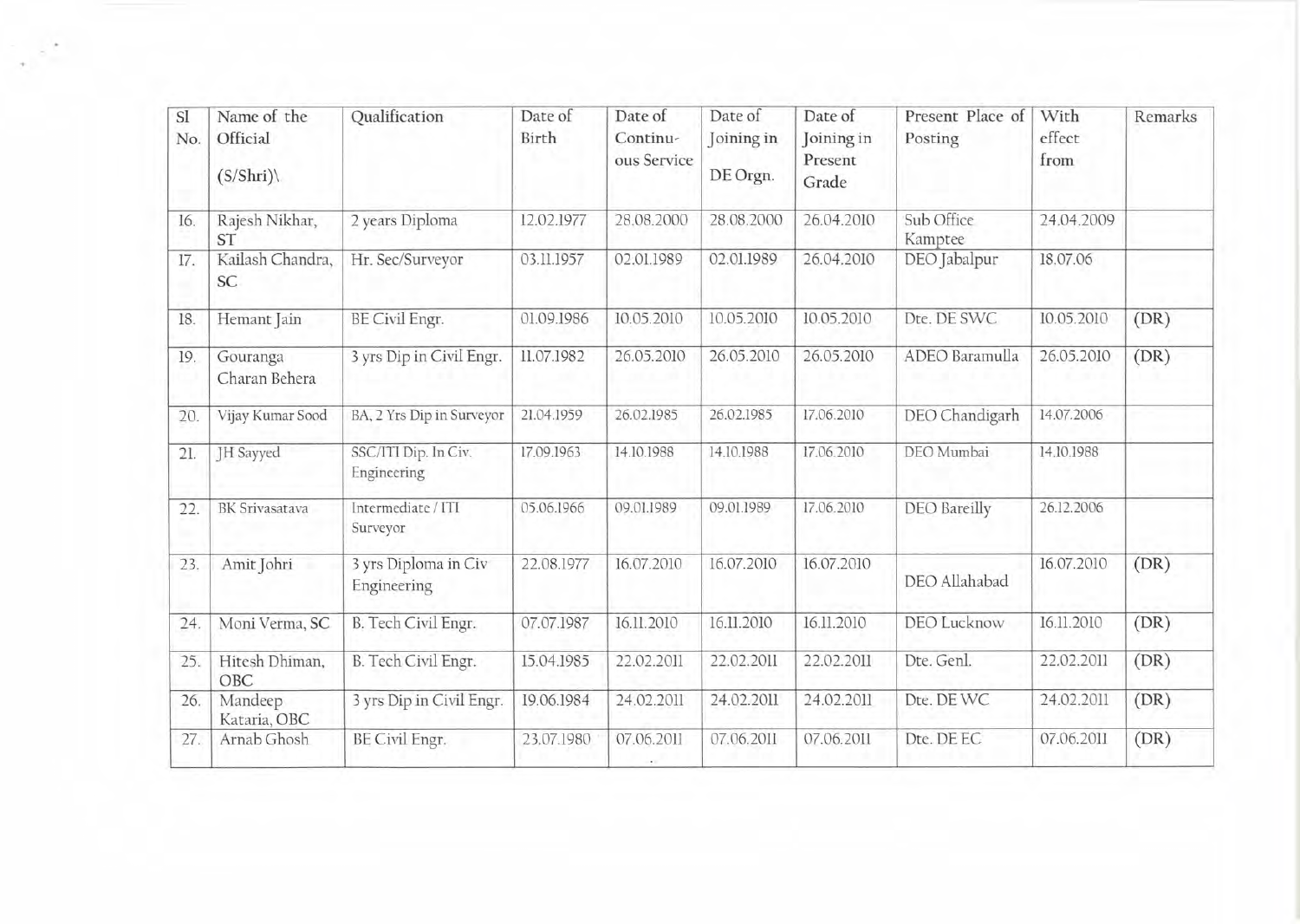| Sl No. | Name of the Official (S/Shri)\ | Qualification | Date of Birth | Date of Continu-ous Service | Date of Joining in DE Orgn. | Date of Joining in Present Grade | Present Place of Posting | With effect from | Remarks |
|---|---|---|---|---|---|---|---|---|---|
| 16. | Rajesh Nikhar, ST | 2 years Diploma | 12.02.1977 | 28.08.2000 | 28.08.2000 | 26.04.2010 | Sub Office Kamptee | 24.04.2009 | |
| 17. | Kailash Chandra, SC | Hr. Sec/Surveyor | 03.11.1957 | 02.01.1989 | 02.01.1989 | 26.04.2010 | DEO Jabalpur | 18.07.06 | |
| 18. | Hemant Jain | BE Civil Engr. | 01.09.1986 | 10.05.2010 | 10.05.2010 | 10.05.2010 | Dte. DE SWC | 10.05.2010 | (DR) |
| 19. | Gouranga Charan Behera | 3 yrs Dip in Civil Engr. | 11.07.1982 | 26.05.2010 | 26.05.2010 | 26.05.2010 | ADEO Baramulla | 26.05.2010 | (DR) |
| 20. | Vijay Kumar Sood | BA, 2 Yrs Dip in Surveyor | 21.04.1959 | 26.02.1985 | 26.02.1985 | 17.06.2010 | DEO Chandigarh | 14.07.2006 | |
| 21. | JH Sayyed | SSC/ITI Dip. In Civ. Engineering | 17.09.1963 | 14.10.1988 | 14.10.1988 | 17.06.2010 | DEO Mumbai | 14.10.1988 | |
| 22. | BK Srivasatava | Intermediate / ITI Surveyor | 05.06.1966 | 09.01.1989 | 09.01.1989 | 17.06.2010 | DEO Bareilly | 26.12.2006 | |
| 23. | Amit Johri | 3 yrs Diploma in Civ Engineering | 22.08.1977 | 16.07.2010 | 16.07.2010 | 16.07.2010 | DEO Allahabad | 16.07.2010 | (DR) |
| 24. | Moni Verma, SC | B. Tech Civil Engr. | 07.07.1987 | 16.11.2010 | 16.11.2010 | 16.11.2010 | DEO Lucknow | 16.11.2010 | (DR) |
| 25. | Hitesh Dhiman, OBC | B. Tech Civil Engr. | 15.04.1985 | 22.02.2011 | 22.02.2011 | 22.02.2011 | Dte. Genl. | 22.02.2011 | (DR) |
| 26. | Mandeep Kataria, OBC | 3 yrs Dip in Civil Engr. | 19.06.1984 | 24.02.2011 | 24.02.2011 | 24.02.2011 | Dte. DE WC | 24.02.2011 | (DR) |
| 27. | Arnab Ghosh | BE Civil Engr. | 23.07.1980 | 07.06.2011 | 07.06.2011 | 07.06.2011 | Dte. DE EC | 07.06.2011 | (DR) |